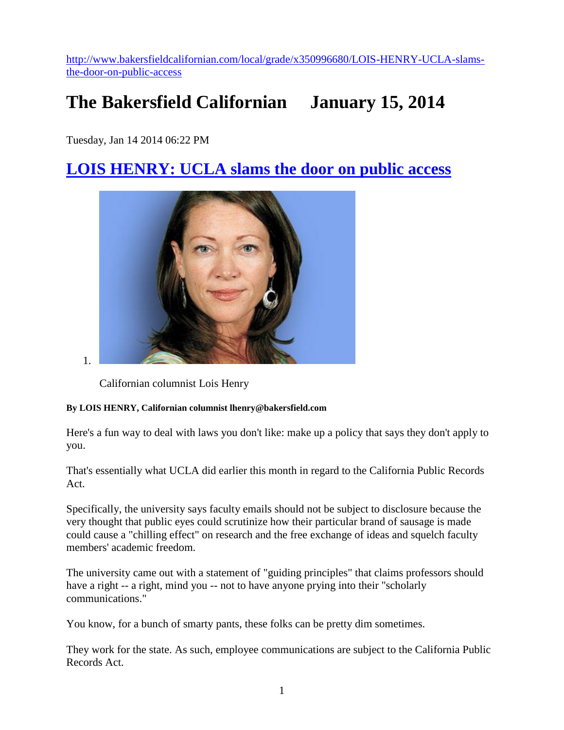http://www.bakersfieldcalifornian.com/local/grade/x350996680/LOIS-HENRY-UCLA-slams-the-door-on-public-access

# The Bakersfield Californian January 15, 2014

Tuesday, Jan 14 2014 06:22 PM

## LOIS HENRY: UCLA slams the door on public access

1.

Californian columnist Lois Henry

**By LOIS HENRY, Californian columnist lhenry@bakersfield.com**

Here's a fun way to deal with laws you don't like: make up a policy that says they don't apply to you.

That's essentially what UCLA did earlier this month in regard to the California Public Records Act.

Specifically, the university says faculty emails should not be subject to disclosure because the very thought that public eyes could scrutinize how their particular brand of sausage is made could cause a "chilling effect" on research and the free exchange of ideas and squelch faculty members' academic freedom.

The university came out with a statement of "guiding principles" that claims professors should have a right -- a right, mind you -- not to have anyone prying into their "scholarly communications."

You know, for a bunch of smarty pants, these folks can be pretty dim sometimes.

They work for the state. As such, employee communications are subject to the California Public Records Act.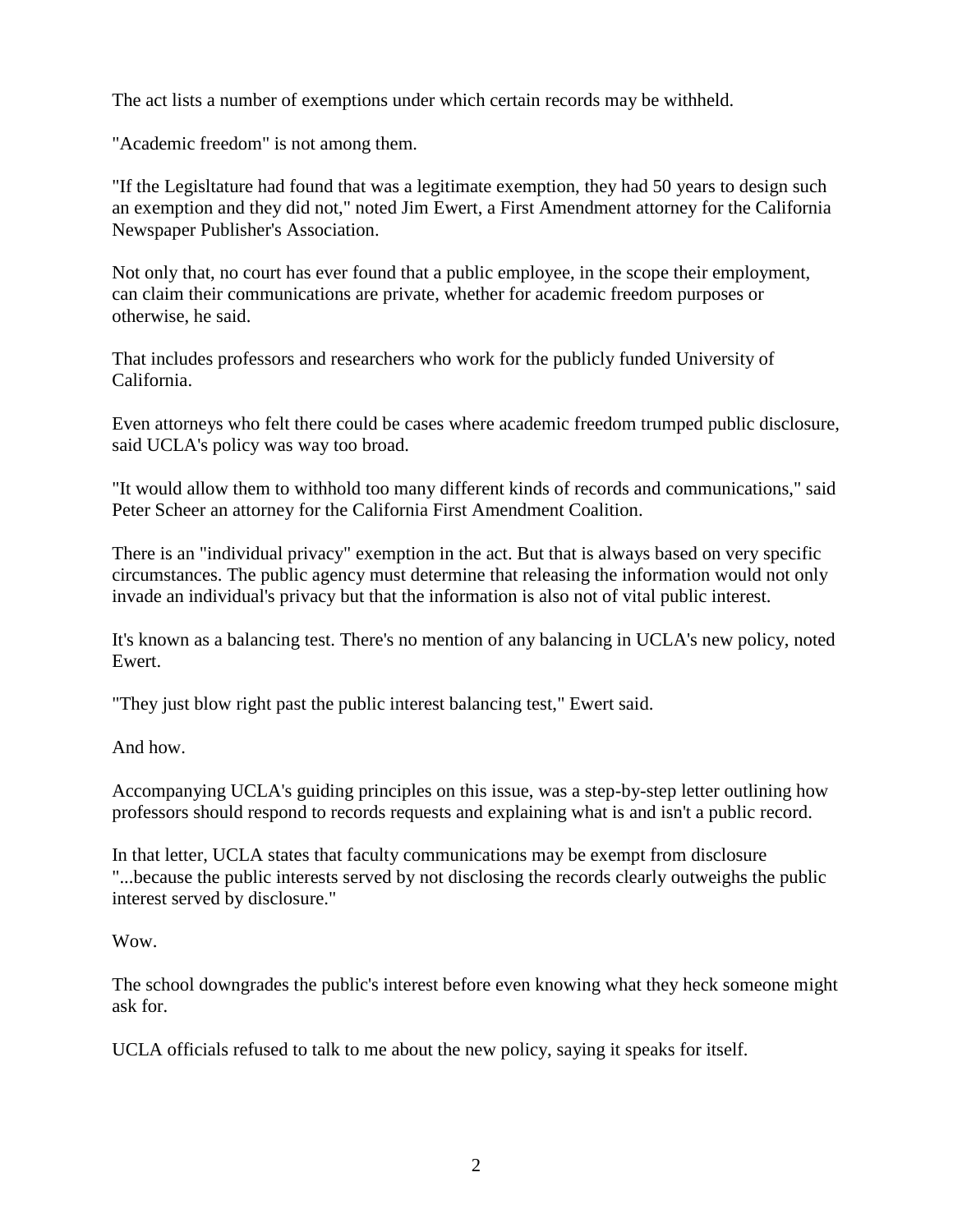The act lists a number of exemptions under which certain records may be withheld.

"Academic freedom" is not among them.

"If the Legisltature had found that was a legitimate exemption, they had 50 years to design such an exemption and they did not," noted Jim Ewert, a First Amendment attorney for the California Newspaper Publisher's Association.

Not only that, no court has ever found that a public employee, in the scope their employment, can claim their communications are private, whether for academic freedom purposes or otherwise, he said.

That includes professors and researchers who work for the publicly funded University of California.

Even attorneys who felt there could be cases where academic freedom trumped public disclosure, said UCLA's policy was way too broad.

"It would allow them to withhold too many different kinds of records and communications," said Peter Scheer an attorney for the California First Amendment Coalition.

There is an "individual privacy" exemption in the act. But that is always based on very specific circumstances. The public agency must determine that releasing the information would not only invade an individual's privacy but that the information is also not of vital public interest.

It's known as a balancing test. There's no mention of any balancing in UCLA's new policy, noted Ewert.

"They just blow right past the public interest balancing test," Ewert said.

And how.

Accompanying UCLA's guiding principles on this issue, was a step-by-step letter outlining how professors should respond to records requests and explaining what is and isn't a public record.

In that letter, UCLA states that faculty communications may be exempt from disclosure "...because the public interests served by not disclosing the records clearly outweighs the public interest served by disclosure."

Wow.

The school downgrades the public's interest before even knowing what they heck someone might ask for.

UCLA officials refused to talk to me about the new policy, saying it speaks for itself.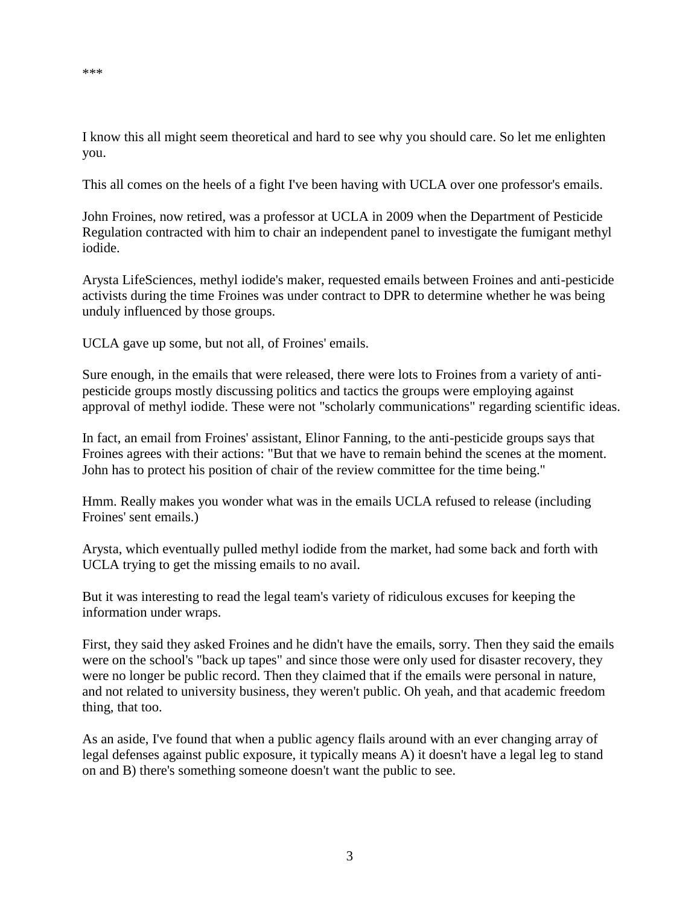***

I know this all might seem theoretical and hard to see why you should care. So let me enlighten you.

This all comes on the heels of a fight I've been having with UCLA over one professor's emails.

John Froines, now retired, was a professor at UCLA in 2009 when the Department of Pesticide Regulation contracted with him to chair an independent panel to investigate the fumigant methyl iodide.

Arysta LifeSciences, methyl iodide's maker, requested emails between Froines and anti-pesticide activists during the time Froines was under contract to DPR to determine whether he was being unduly influenced by those groups.

UCLA gave up some, but not all, of Froines' emails.

Sure enough, in the emails that were released, there were lots to Froines from a variety of anti-pesticide groups mostly discussing politics and tactics the groups were employing against approval of methyl iodide. These were not "scholarly communications" regarding scientific ideas.

In fact, an email from Froines' assistant, Elinor Fanning, to the anti-pesticide groups says that Froines agrees with their actions: "But that we have to remain behind the scenes at the moment. John has to protect his position of chair of the review committee for the time being."

Hmm. Really makes you wonder what was in the emails UCLA refused to release (including Froines' sent emails.)

Arysta, which eventually pulled methyl iodide from the market, had some back and forth with UCLA trying to get the missing emails to no avail.

But it was interesting to read the legal team's variety of ridiculous excuses for keeping the information under wraps.

First, they said they asked Froines and he didn't have the emails, sorry. Then they said the emails were on the school's "back up tapes" and since those were only used for disaster recovery, they were no longer be public record. Then they claimed that if the emails were personal in nature, and not related to university business, they weren't public. Oh yeah, and that academic freedom thing, that too.

As an aside, I've found that when a public agency flails around with an ever changing array of legal defenses against public exposure, it typically means A) it doesn't have a legal leg to stand on and B) there's something someone doesn't want the public to see.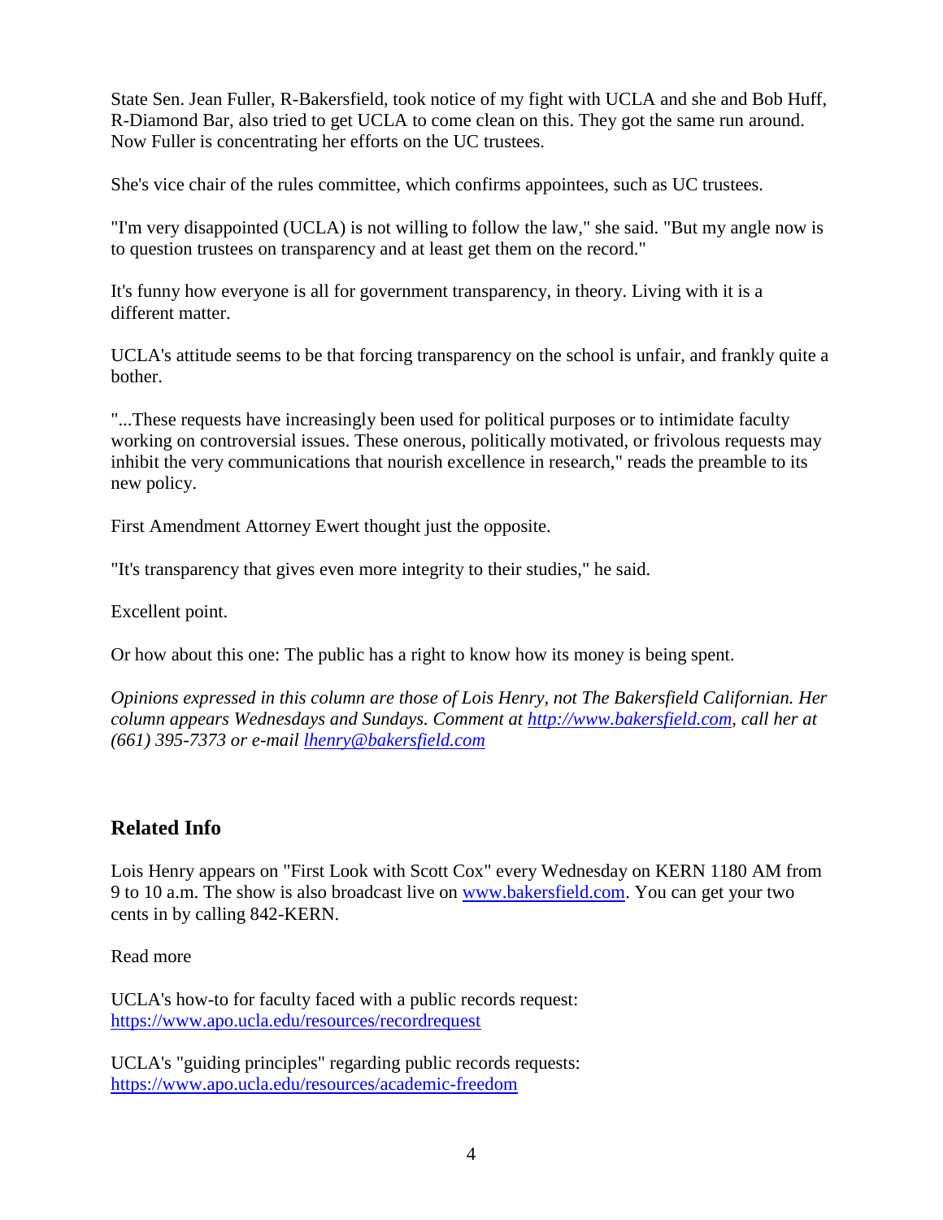State Sen. Jean Fuller, R-Bakersfield, took notice of my fight with UCLA and she and Bob Huff, R-Diamond Bar, also tried to get UCLA to come clean on this. They got the same run around. Now Fuller is concentrating her efforts on the UC trustees.

She's vice chair of the rules committee, which confirms appointees, such as UC trustees.

"I'm very disappointed (UCLA) is not willing to follow the law," she said. "But my angle now is to question trustees on transparency and at least get them on the record."

It's funny how everyone is all for government transparency, in theory. Living with it is a different matter.

UCLA's attitude seems to be that forcing transparency on the school is unfair, and frankly quite a bother.

"...These requests have increasingly been used for political purposes or to intimidate faculty working on controversial issues. These onerous, politically motivated, or frivolous requests may inhibit the very communications that nourish excellence in research," reads the preamble to its new policy.

First Amendment Attorney Ewert thought just the opposite.

"It's transparency that gives even more integrity to their studies," he said.

Excellent point.

Or how about this one: The public has a right to know how its money is being spent.

*Opinions expressed in this column are those of Lois Henry, not The Bakersfield Californian. Her column appears Wednesdays and Sundays. Comment at [http://www.bakersfield.com](http://www.bakersfield.com), call her at (661) 395-7373 or e-mail [lhenry@bakersfield.com](mailto:lhenry@bakersfield.com)*

## Related Info

Lois Henry appears on "First Look with Scott Cox" every Wednesday on KERN 1180 AM from 9 to 10 a.m. The show is also broadcast live on [www.bakersfield.com](http://www.bakersfield.com). You can get your two cents in by calling 842-KERN.

Read more

UCLA's how-to for faculty faced with a public records request:
[https://www.apo.ucla.edu/resources/recordrequest](https://www.apo.ucla.edu/resources/recordrequest)

UCLA's "guiding principles" regarding public records requests:
[https://www.apo.ucla.edu/resources/academic-freedom](https://www.apo.ucla.edu/resources/academic-freedom)